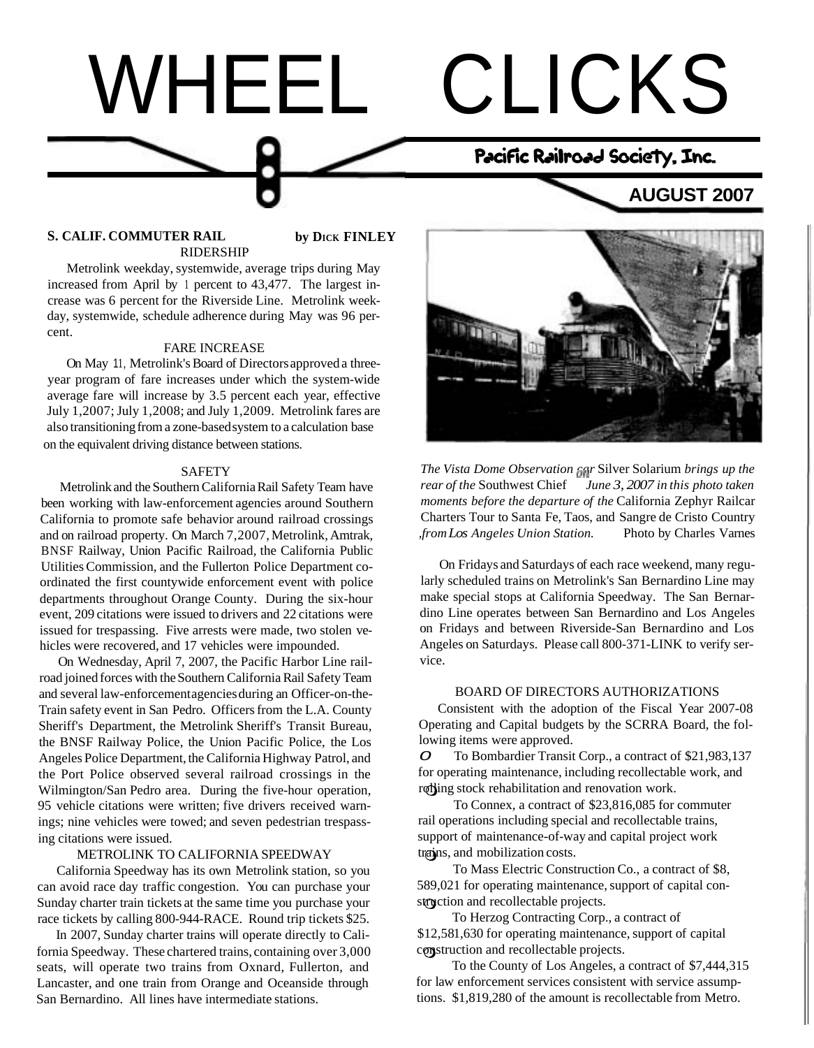# WHEEL CLICKS

**Pacific Railroad Society, Inc.**

**AUGUST 2007**

## S. CALIF. COMMUTER RAIL

**by DICK FINLEY**

### RIDERSHIP

Metrolink weekday, systemwide, average trips during May increased from April by 1 percent to 43,477. The largest increase was 6 percent for the Riverside Line. Metrolink weekday, systemwide, schedule adherence during May was 96 percent.

### FARE INCREASE

On May 11, Metrolink's Board of Directors approved a three-year program of fare increases under which the system-wide average fare will increase by 3.5 percent each year, effective July 1,2007; July 1,2008; and July 1,2009. Metrolink fares are also transitioning from a zone-based system to a calculation base on the equivalent driving distance between stations.

### SAFETY

Metrolink and the Southern California Rail Safety Team have been working with law-enforcement agencies around Southern California to promote safe behavior around railroad crossings and on railroad property. On March 7,2007, Metrolink, Amtrak, BNSF Railway, Union Pacific Railroad, the California Public Utilities Commission, and the Fullerton Police Department coordinated the first countywide enforcement event with police departments throughout Orange County. During the six-hour event, 209 citations were issued to drivers and 22 citations were issued for trespassing. Five arrests were made, two stolen vehicles were recovered, and 17 vehicles were impounded.

On Wednesday, April 7, 2007, the Pacific Harbor Line railroad joined forces with the Southern California Rail Safety Team and several law-enforcement agencies during an Officer-on-the-Train safety event in San Pedro. Officers from the L.A. County Sheriff's Department, the Metrolink Sheriff's Transit Bureau, the BNSF Railway Police, the Union Pacific Police, the Los Angeles Police Department, the California Highway Patrol, and the Port Police observed several railroad crossings in the Wilmington/San Pedro area. During the five-hour operation, 95 vehicle citations were written; five drivers received warnings; nine vehicles were towed; and seven pedestrian trespassing citations were issued.

### METROLINK TO CALIFORNIA SPEEDWAY

California Speedway has its own Metrolink station, so you can avoid race day traffic congestion. You can purchase your Sunday charter train tickets at the same time you purchase your race tickets by calling 800-944-RACE. Round trip tickets $25.

In 2007, Sunday charter trains will operate directly to California Speedway. These chartered trains, containing over 3,000 seats, will operate two trains from Oxnard, Fullerton, and Lancaster, and one train from Orange and Oceanside through San Bernardino. All lines have intermediate stations.

*The Vista Dome Observation car* Silver Solarium *brings up the rear of the* Southwest Chief *on June 3, 2007 in this photo taken moments before the departure of the* California Zephyr Railcar Charters Tour to Santa Fe, Taos, and Sangre de Cristo Country *, from Los Angeles Union Station.* Photo by Charles Varnes

On Fridays and Saturdays of each race weekend, many regularly scheduled trains on Metrolink's San Bernardino Line may make special stops at California Speedway. The San Bernardino Line operates between San Bernardino and Los Angeles on Fridays and between Riverside-San Bernardino and Los Angeles on Saturdays. Please call 800-371-LINK to verify service.

### BOARD OF DIRECTORS AUTHORIZATIONS

Consistent with the adoption of the Fiscal Year 2007-08 Operating and Capital budgets by the SCRRA Board, the following items were approved.

- To Bombardier Transit Corp., a contract of $21,983,137 for operating maintenance, including recollectable work, and rolling stock rehabilitation and renovation work.
- To Connex, a contract of $23,816,085 for commuter rail operations including special and recollectable trains, support of maintenance-of-way and capital project work trains, and mobilization costs.
- To Mass Electric Construction Co., a contract of $8, 589,021 for operating maintenance, support of capital construction and recollectable projects.
- To Herzog Contracting Corp., a contract of $12,581,630 for operating maintenance, support of capital construction and recollectable projects.
- To the County of Los Angeles, a contract of $7,444,315 for law enforcement services consistent with service assumptions. $1,819,280 of the amount is recollectable from Metro.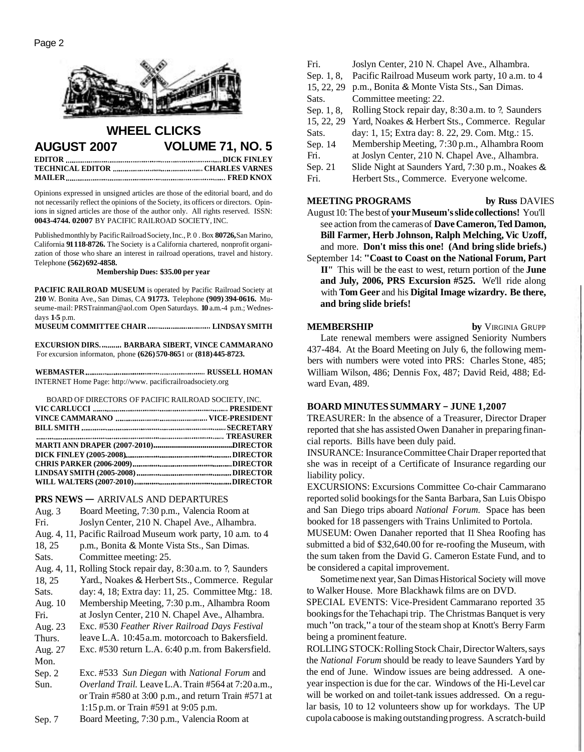## WHEEL CLICKS

**AUGUST 2007 VOLUME 71, NO. 5**

**EDITOR ... DICK FINLEY**
**TECHNICAL EDITOR ... CHARLES VARNES**
**MAILER ... FRED KNOX**

Opinions expressed in unsigned articles are those of the editorial board, and do not necessarily reflect the opinions of the Society, its officers or directors. Opinions in signed articles are those of the author only. All rights reserved. ISSN: **0043-4744. 02007** BY PACIFIC RAILROAD SOCIETY, INC.

Published monthly by Pacific Railroad Society, Inc., P. 0 . Box **80726,** San Marino, California **91118-8726.** The Society is a California chartered, nonprofit organization of those who share an interest in railroad operations, travel and history. Telephone **(562) 692-4858.**

**Membership Dues: $35.00 per year**

**PACIFIC RAILROAD MUSEUM** is operated by Pacific Railroad Society at **210** W. Bonita Ave., San Dimas, CA **91773.** Telephone **(909) 394-0616.** Museume-mail: PRSTrainman@aol.com Open Saturdays. **10** a.m.-4 p.m.; Wednesdays **1-5** p.m.

**MUSEUM COMMITTEE CHAIR ... LINDSAY SMITH**

**EXCURSION DIRS. ... BARBARA SIBERT, VINCE CAMMARANO**
For excursion informaton, phone **(626) 570-865**1 or **(818) 445-8723.**

**WEBMASTER ... RUSSELL HOMAN**
INTERNET Home Page: http://www. pacificrailroadsociety.org

BOARD OF DIRECTORS OF PACIFIC RAILROAD SOCIETY, INC.

**VIC CARLUCCI ... PRESIDENT**
**VINCE CAMMARANO ... VICE-PRESIDENT**
**BILL SMITH ... SECRETARY**
**... TREASURER**
**MARTI ANN DRAPER (2007-2010) ... DIRECTOR**
**DICK FINLEY (2005-2008) ... DIRECTOR**
**CHRIS PARKER (2006-2009) ... DIRECTOR**
**LINDSAY SMITH (2005-2008) ... DIRECTOR**
**WILL WALTERS (2007-2010) ... DIRECTOR**

### PRS NEWS — ARRIVALS AND DEPARTURES

| | |
|---|---|
| Aug. 3 Fri. | Board Meeting, 7:30 p.m., Valencia Room at Joslyn Center, 210 N. Chapel Ave., Alhambra. |
| Aug. 4, 11, 18, 25 Sats. | Pacific Railroad Museum work party, 10 a.m. to 4 p.m., Bonita & Monte Vista Sts., San Dimas. Committee meeting: 25. |
| Aug. 4, 11, 18, 25 Sats. | Rolling Stock repair day, 8:30 a.m. to ?, Saunders Yard., Noakes & Herbert Sts., Commerce. Regular day: 4, 18; Extra day: 11, 25. Committee Mtg.: 18. |
| Aug. 10 Fri. | Membership Meeting, 7:30 p.m., Alhambra Room at Joslyn Center, 210 N. Chapel Ave., Alhambra. |
| Aug. 23 Thurs. | Exc. #530 *Feather River Railroad Days Festival* leave L.A. 10:45 a.m. motorcoach to Bakersfield. |
| Aug. 27 Mon. | Exc. #530 return L.A. 6:40 p.m. from Bakersfield. |
| Sep. 2 Sun. | Exc. #533 *Sun Diegan* with *National Forum* and *Overland Trail.* Leave L.A. Train #564 at 7:20 a.m., or Train #580 at 3:00 p.m., and return Train #571 at 1:15 p.m. or Train #591 at 9:05 p.m. |
| Sep. 7 Fri. | Board Meeting, 7:30 p.m., Valencia Room at Joslyn Center, 210 N. Chapel Ave., Alhambra. |
| Sep. 1, 8, 15, 22, 29 Sats. | Pacific Railroad Museum work party, 10 a.m. to 4 p.m., Bonita & Monte Vista Sts., San Dimas. Committee meeting: 22. |
| Sep. 1, 8, 15, 22, 29 Sats. | Rolling Stock repair day, 8:30 a.m. to ?, Saunders Yard, Noakes & Herbert Sts., Commerce. Regular day: 1, 15; Extra day: 8. 22, 29. Com. Mtg.: 15. |
| Sep. 14 Fri. | Membership Meeting, 7:30 p.m., Alhambra Room at Joslyn Center, 210 N. Chapel Ave., Alhambra. |
| Sep. 21 Fri. | Slide Night at Saunders Yard, 7:30 p.m., Noakes & Herbert Sts., Commerce. Everyone welcome. |

### MEETING PROGRAMS

**by Russ** DAVIES

August 10: The best of **your Museum's slide collections!** You'll see action from the cameras of **Dave Cameron, Ted Damon, Bill Farmer, Herb Johnson, Ralph Melching, Vic Uzoff,** and more. **Don't miss this one! (And bring slide briefs.)**

September 14: **"Coast to Coast on the National Forum, Part II"** This will be the east to west, return portion of the **June and July, 2006, PRS Excursion #525.** We'll ride along with **Tom Geer** and his **Digital Image wizardry. Be there, and bring slide briefs!**

### MEMBERSHIP

**by** VIRGINIA GRUPP

Late renewal members were assigned Seniority Numbers 437-484. At the Board Meeting on July 6, the following members with numbers were voted into PRS: Charles Stone, 485; William Wilson, 486; Dennis Fox, 487; David Reid, 488; Edward Evan, 489.

### BOARD MINUTES SUMMARY – JUNE 1,2007

TREASURER: In the absence of a Treasurer, Director Draper reported that she has assisted Owen Danaher in preparing financial reports. Bills have been duly paid.

INSURANCE: Insurance Committee Chair Draper reported that she was in receipt of a Certificate of Insurance regarding our liability policy.

EXCURSIONS: Excursions Committee Co-chair Cammarano reported solid bookings for the Santa Barbara, San Luis Obispo and San Diego trips aboard *National Forum.* Space has been booked for 18 passengers with Trains Unlimited to Portola.

MUSEUM: Owen Danaher reported that I1 Shea Roofing has submitted a bid of $32,640.00 for re-roofing the Museum, with the sum taken from the David G. Cameron Estate Fund, and to be considered a capital improvement.

Sometime next year, San Dimas Historical Society will move to Walker House. More Blackhawk films are on DVD.

SPECIAL EVENTS: Vice-President Cammarano reported 35 bookings for the Tehachapi trip. The Christmas Banquet is very much "on track," a tour of the steam shop at Knott's Berry Farm being a prominent feature.

ROLLING STOCK: Rolling Stock Chair, Director Walters, says the *National Forum* should be ready to leave Saunders Yard by the end of June. Window issues are being addressed. A one-year inspection is due for the car. Windows of the Hi-Level car will be worked on and toilet-tank issues addressed. On a regular basis, 10 to 12 volunteers show up for workdays. The UP cupola caboose is making outstanding progress. A scratch-build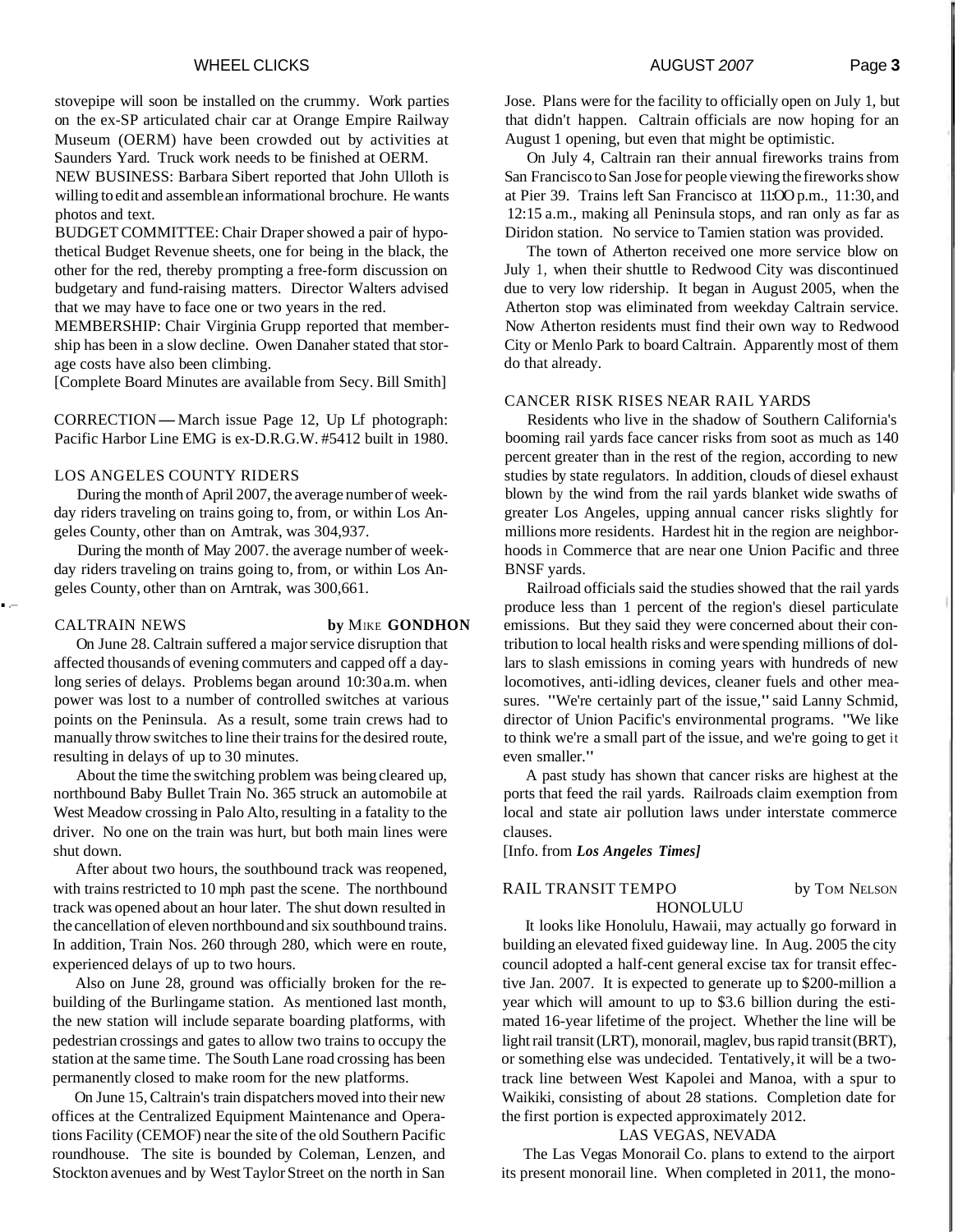stovepipe will soon be installed on the crummy. Work parties on the ex-SP articulated chair car at Orange Empire Railway Museum (OERM) have been crowded out by activities at Saunders Yard. Truck work needs to be finished at OERM.

NEW BUSINESS: Barbara Sibert reported that John Ulloth is willing to edit and assemble an informational brochure. He wants photos and text.

BUDGET COMMITTEE: Chair Draper showed a pair of hypothetical Budget Revenue sheets, one for being in the black, the other for the red, thereby prompting a free-form discussion on budgetary and fund-raising matters. Director Walters advised that we may have to face one or two years in the red.

MEMBERSHIP: Chair Virginia Grupp reported that membership has been in a slow decline. Owen Danaher stated that storage costs have also been climbing.

[Complete Board Minutes are available from Secy. Bill Smith]

CORRECTION — March issue Page 12, Up Lf photograph: Pacific Harbor Line EMG is ex-D.R.G.W. #5412 built in 1980.

## LOS ANGELES COUNTY RIDERS

During the month of April 2007, the average number of weekday riders traveling on trains going to, from, or within Los Angeles County, other than on Amtrak, was 304,937.

During the month of May 2007. the average number of weekday riders traveling on trains going to, from, or within Los Angeles County, other than on Arntrak, was 300,661.

## CALTRAIN NEWS

**by** MIKE **GONDHON**

On June 28. Caltrain suffered a major service disruption that affected thousands of evening commuters and capped off a day-long series of delays. Problems began around 10:30 a.m. when power was lost to a number of controlled switches at various points on the Peninsula. As a result, some train crews had to manually throw switches to line their trains for the desired route, resulting in delays of up to 30 minutes.

About the time the switching problem was being cleared up, northbound Baby Bullet Train No. 365 struck an automobile at West Meadow crossing in Palo Alto, resulting in a fatality to the driver. No one on the train was hurt, but both main lines were shut down.

After about two hours, the southbound track was reopened, with trains restricted to 10 mph past the scene. The northbound track was opened about an hour later. The shut down resulted in the cancellation of eleven northbound and six southbound trains. In addition, Train Nos. 260 through 280, which were en route, experienced delays of up to two hours.

Also on June 28, ground was officially broken for the rebuilding of the Burlingame station. As mentioned last month, the new station will include separate boarding platforms, with pedestrian crossings and gates to allow two trains to occupy the station at the same time. The South Lane road crossing has been permanently closed to make room for the new platforms.

On June 15, Caltrain's train dispatchers moved into their new offices at the Centralized Equipment Maintenance and Operations Facility (CEMOF) near the site of the old Southern Pacific roundhouse. The site is bounded by Coleman, Lenzen, and Stockton avenues and by West Taylor Street on the north in San Jose. Plans were for the facility to officially open on July 1, but that didn't happen. Caltrain officials are now hoping for an August 1 opening, but even that might be optimistic.

On July 4, Caltrain ran their annual fireworks trains from San Francisco to San Jose for people viewing the fireworks show at Pier 39. Trains left San Francisco at 11:OO p.m., 11:30, and 12:15 a.m., making all Peninsula stops, and ran only as far as Diridon station. No service to Tamien station was provided.

The town of Atherton received one more service blow on July 1, when their shuttle to Redwood City was discontinued due to very low ridership. It began in August 2005, when the Atherton stop was eliminated from weekday Caltrain service. Now Atherton residents must find their own way to Redwood City or Menlo Park to board Caltrain. Apparently most of them do that already.

## CANCER RISK RISES NEAR RAIL YARDS

Residents who live in the shadow of Southern California's booming rail yards face cancer risks from soot as much as 140 percent greater than in the rest of the region, according to new studies by state regulators. In addition, clouds of diesel exhaust blown by the wind from the rail yards blanket wide swaths of greater Los Angeles, upping annual cancer risks slightly for millions more residents. Hardest hit in the region are neighborhoods in Commerce that are near one Union Pacific and three BNSF yards.

Railroad officials said the studies showed that the rail yards produce less than 1 percent of the region's diesel particulate emissions. But they said they were concerned about their contribution to local health risks and were spending millions of dollars to slash emissions in coming years with hundreds of new locomotives, anti-idling devices, cleaner fuels and other measures. "We're certainly part of the issue," said Lanny Schmid, director of Union Pacific's environmental programs. "We like to think we're a small part of the issue, and we're going to get it even smaller."

A past study has shown that cancer risks are highest at the ports that feed the rail yards. Railroads claim exemption from local and state air pollution laws under interstate commerce clauses.

[Info. from ***Los Angeles Times]***

## RAIL TRANSIT TEMPO

by TOM NELSON

### HONOLULU

It looks like Honolulu, Hawaii, may actually go forward in building an elevated fixed guideway line. In Aug. 2005 the city council adopted a half-cent general excise tax for transit effective Jan. 2007. It is expected to generate up to $200-million a year which will amount to up to $3.6 billion during the estimated 16-year lifetime of the project. Whether the line will be light rail transit (LRT), monorail, maglev, bus rapid transit (BRT), or something else was undecided. Tentatively, it will be a two-track line between West Kapolei and Manoa, with a spur to Waikiki, consisting of about 28 stations. Completion date for the first portion is expected approximately 2012.

### LAS VEGAS, NEVADA

The Las Vegas Monorail Co. plans to extend to the airport its present monorail line. When completed in 2011, the mono-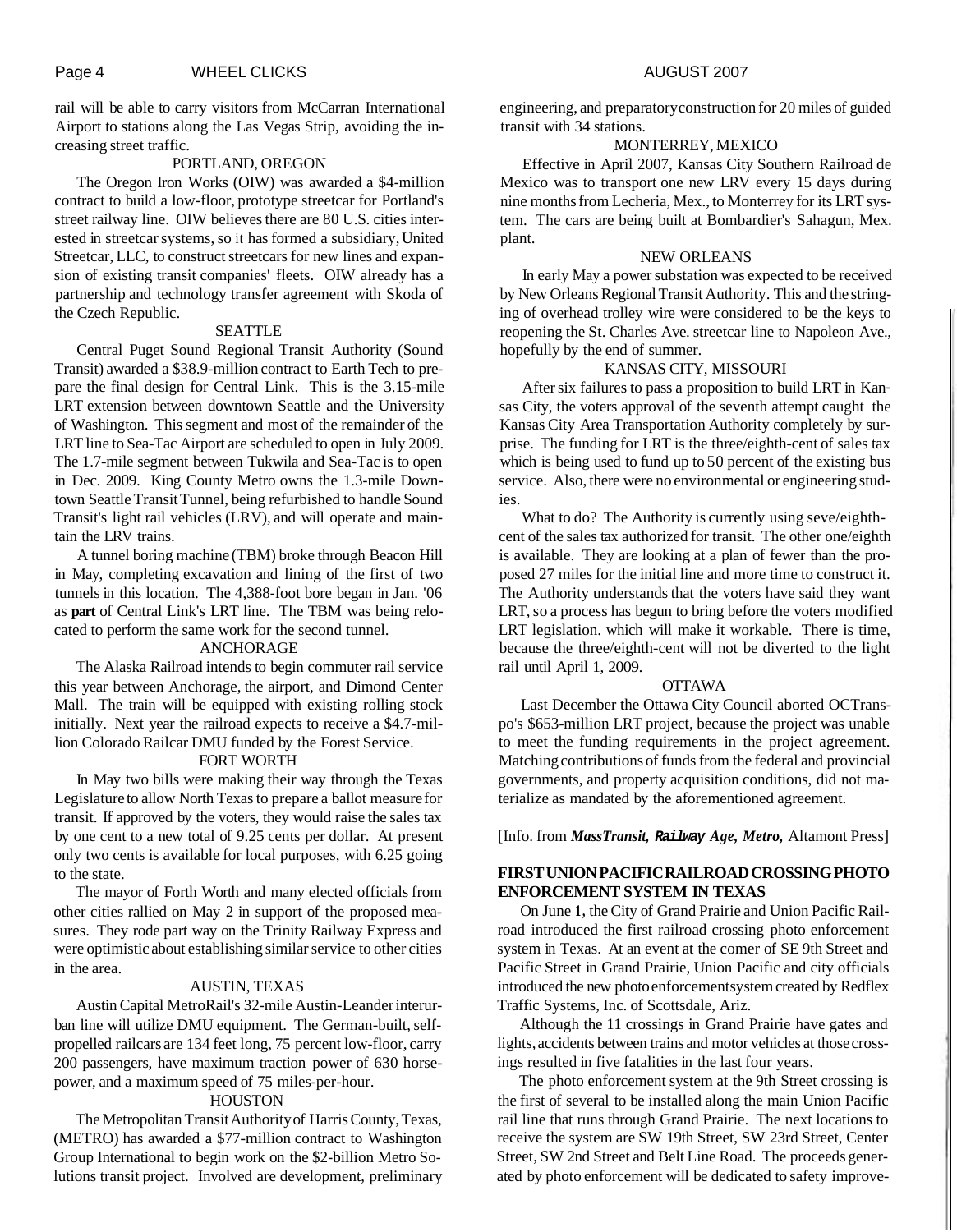rail will be able to carry visitors from McCarran International Airport to stations along the Las Vegas Strip, avoiding the increasing street traffic.

### PORTLAND, OREGON

The Oregon Iron Works (OIW) was awarded a $4-million contract to build a low-floor, prototype streetcar for Portland's street railway line. OIW believes there are 80 U.S. cities interested in streetcar systems, so it has formed a subsidiary, United Streetcar, LLC, to construct streetcars for new lines and expansion of existing transit companies' fleets. OIW already has a partnership and technology transfer agreement with Skoda of the Czech Republic.

### SEATTLE

Central Puget Sound Regional Transit Authority (Sound Transit) awarded a $38.9-million contract to Earth Tech to prepare the final design for Central Link. This is the 3.15-mile LRT extension between downtown Seattle and the University of Washington. This segment and most of the remainder of the LRT line to Sea-Tac Airport are scheduled to open in July 2009. The 1.7-mile segment between Tukwila and Sea-Tac is to open in Dec. 2009. King County Metro owns the 1.3-mile Downtown Seattle Transit Tunnel, being refurbished to handle Sound Transit's light rail vehicles (LRV), and will operate and maintain the LRV trains.

A tunnel boring machine (TBM) broke through Beacon Hill in May, completing excavation and lining of the first of two tunnels in this location. The 4,388-foot bore began in Jan. '06 as **part** of Central Link's LRT line. The TBM was being relocated to perform the same work for the second tunnel.

### ANCHORAGE

The Alaska Railroad intends to begin commuter rail service this year between Anchorage, the airport, and Dimond Center Mall. The train will be equipped with existing rolling stock initially. Next year the railroad expects to receive a $4.7-million Colorado Railcar DMU funded by the Forest Service.

### FORT WORTH

In May two bills were making their way through the Texas Legislature to allow North Texas to prepare a ballot measure for transit. If approved by the voters, they would raise the sales tax by one cent to a new total of 9.25 cents per dollar. At present only two cents is available for local purposes, with 6.25 going to the state.

The mayor of Forth Worth and many elected officials from other cities rallied on May 2 in support of the proposed measures. They rode part way on the Trinity Railway Express and were optimistic about establishing similar service to other cities in the area.

### AUSTIN, TEXAS

Austin Capital MetroRail's 32-mile Austin-Leander interurban line will utilize DMU equipment. The German-built, self-propelled railcars are 134 feet long, 75 percent low-floor, carry 200 passengers, have maximum traction power of 630 horsepower, and a maximum speed of 75 miles-per-hour.

### HOUSTON

The Metropolitan Transit Authority of Harris County, Texas, (METRO) has awarded a $77-million contract to Washington Group International to begin work on the $2-billion Metro Solutions transit project. Involved are development, preliminary engineering, and preparatory construction for 20 miles of guided transit with 34 stations.

### MONTERREY, MEXICO

Effective in April 2007, Kansas City Southern Railroad de Mexico was to transport one new LRV every 15 days during nine months from Lecheria, Mex., to Monterrey for its LRT system. The cars are being built at Bombardier's Sahagun, Mex. plant.

### NEW ORLEANS

In early May a power substation was expected to be received by New Orleans Regional Transit Authority. This and the stringing of overhead trolley wire were considered to be the keys to reopening the St. Charles Ave. streetcar line to Napoleon Ave., hopefully by the end of summer.

### KANSAS CITY, MISSOURI

After six failures to pass a proposition to build LRT in Kansas City, the voters approval of the seventh attempt caught the Kansas City Area Transportation Authority completely by surprise. The funding for LRT is the three/eighth-cent of sales tax which is being used to fund up to 50 percent of the existing bus service. Also, there were no environmental or engineering studies.

What to do? The Authority is currently using seve/eighth-cent of the sales tax authorized for transit. The other one/eighth is available. They are looking at a plan of fewer than the proposed 27 miles for the initial line and more time to construct it. The Authority understands that the voters have said they want LRT, so a process has begun to bring before the voters modified LRT legislation. which will make it workable. There is time, because the three/eighth-cent will not be diverted to the light rail until April 1, 2009.

### OTTAWA

Last December the Ottawa City Council aborted OCTranspo's $653-million LRT project, because the project was unable to meet the funding requirements in the project agreement. Matching contributions of funds from the federal and provincial governments, and property acquisition conditions, did not materialize as mandated by the aforementioned agreement.

[Info. from ***MassTransit, Railway Age, Metro,*** Altamont Press]

## FIRST UNION PACIFIC RAILROAD CROSSING PHOTO ENFORCEMENT SYSTEM IN TEXAS

On June 1, the City of Grand Prairie and Union Pacific Railroad introduced the first railroad crossing photo enforcement system in Texas. At an event at the comer of SE 9th Street and Pacific Street in Grand Prairie, Union Pacific and city officials introduced the new photo enforcement system created by Redflex Traffic Systems, Inc. of Scottsdale, Ariz.

Although the 11 crossings in Grand Prairie have gates and lights, accidents between trains and motor vehicles at those crossings resulted in five fatalities in the last four years.

The photo enforcement system at the 9th Street crossing is the first of several to be installed along the main Union Pacific rail line that runs through Grand Prairie. The next locations to receive the system are SW 19th Street, SW 23rd Street, Center Street, SW 2nd Street and Belt Line Road. The proceeds generated by photo enforcement will be dedicated to safety improve-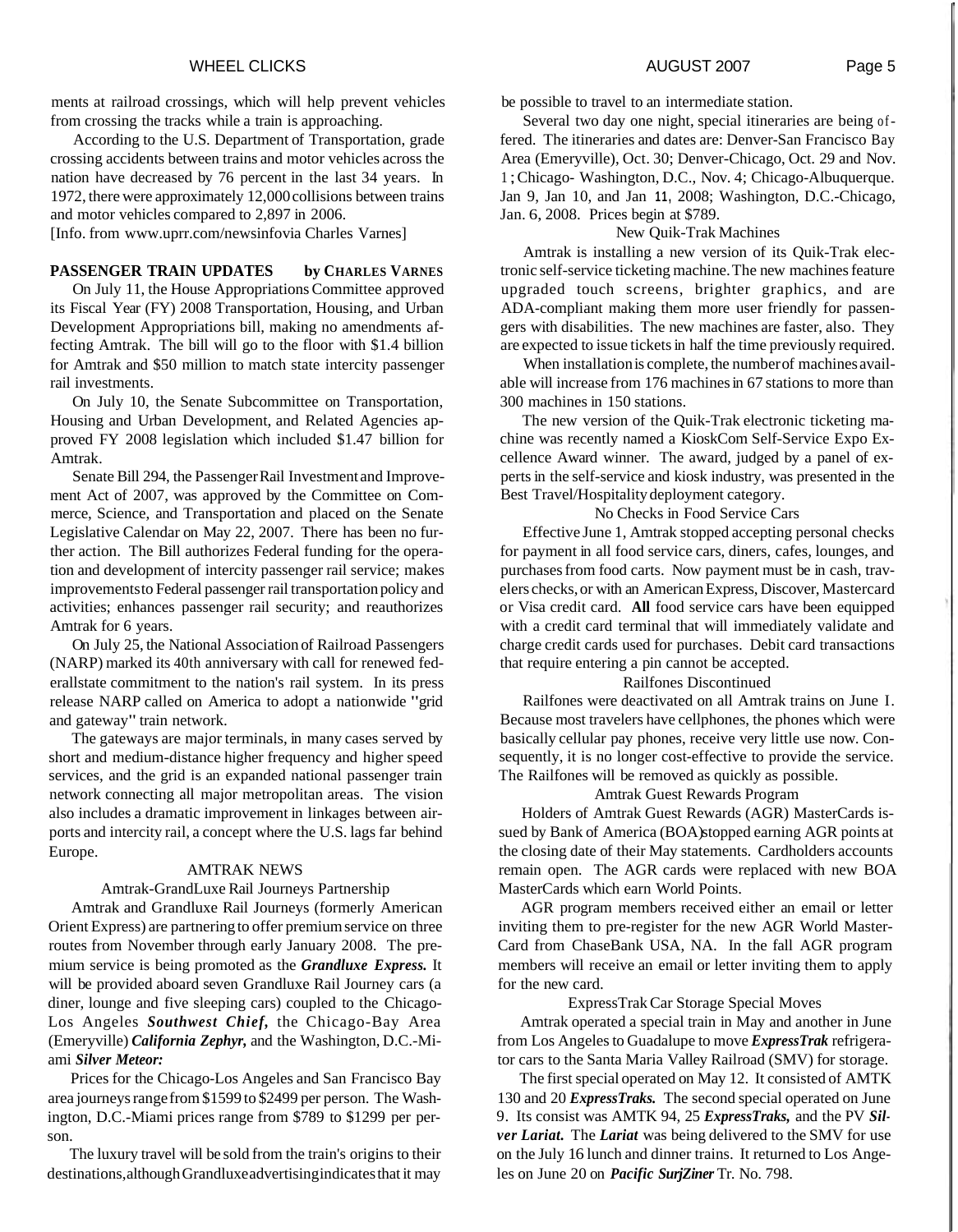ments at railroad crossings, which will help prevent vehicles from crossing the tracks while a train is approaching.

According to the U.S. Department of Transportation, grade crossing accidents between trains and motor vehicles across the nation have decreased by 76 percent in the last 34 years. In 1972, there were approximately 12,000 collisions between trains and motor vehicles compared to 2,897 in 2006.

[Info. from www.uprr.com/newsinfovia Charles Varnes]

**PASSENGER TRAIN UPDATES** by **CHARLES VARNES**

On July 11, the House Appropriations Committee approved its Fiscal Year (FY) 2008 Transportation, Housing, and Urban Development Appropriations bill, making no amendments affecting Amtrak. The bill will go to the floor with $1.4 billion for Amtrak and $50 million to match state intercity passenger rail investments.

On July 10, the Senate Subcommittee on Transportation, Housing and Urban Development, and Related Agencies approved FY 2008 legislation which included $1.47 billion for Amtrak.

Senate Bill 294, the Passenger Rail Investment and Improvement Act of 2007, was approved by the Committee on Commerce, Science, and Transportation and placed on the Senate Legislative Calendar on May 22, 2007. There has been no further action. The Bill authorizes Federal funding for the operation and development of intercity passenger rail service; makes improvements to Federal passenger rail transportation policy and activities; enhances passenger rail security; and reauthorizes Amtrak for 6 years.

On July 25, the National Association of Railroad Passengers (NARP) marked its 40th anniversary with call for renewed federallstate commitment to the nation's rail system. In its press release NARP called on America to adopt a nationwide "grid and gateway" train network.

The gateways are major terminals, in many cases served by short and medium-distance higher frequency and higher speed services, and the grid is an expanded national passenger train network connecting all major metropolitan areas. The vision also includes a dramatic improvement in linkages between airports and intercity rail, a concept where the U.S. lags far behind Europe.

AMTRAK NEWS

Amtrak-GrandLuxe Rail Journeys Partnership

Amtrak and Grandluxe Rail Journeys (formerly American Orient Express) are partnering to offer premium service on three routes from November through early January 2008. The premium service is being promoted as the ***Grandluxe Express.*** It will be provided aboard seven Grandluxe Rail Journey cars (a diner, lounge and five sleeping cars) coupled to the Chicago-Los Angeles ***Southwest Chief,*** the Chicago-Bay Area (Emeryville) ***California Zephyr,*** and the Washington, D.C.-Miami ***Silver Meteor:***

Prices for the Chicago-Los Angeles and San Francisco Bay area journeys range from $1599 to $2499 per person. The Washington, D.C.-Miami prices range from $789 to $1299 per person.

The luxury travel will be sold from the train's origins to their destinations, although Grandluxe advertising indicates that it may be possible to travel to an intermediate station.

Several two day one night, special itineraries are being offered. The itineraries and dates are: Denver-San Francisco Bay Area (Emeryville), Oct. 30; Denver-Chicago, Oct. 29 and Nov. 1; Chicago- Washington, D.C., Nov. 4; Chicago-Albuquerque. Jan 9, Jan 10, and Jan 11, 2008; Washington, D.C.-Chicago, Jan. 6, 2008. Prices begin at $789.

New Quik-Trak Machines

Amtrak is installing a new version of its Quik-Trak electronic self-service ticketing machine. The new machines feature upgraded touch screens, brighter graphics, and are ADA-compliant making them more user friendly for passengers with disabilities. The new machines are faster, also. They are expected to issue tickets in half the time previously required.

When installation is complete, the number of machines available will increase from 176 machines in 67 stations to more than 300 machines in 150 stations.

The new version of the Quik-Trak electronic ticketing machine was recently named a KioskCom Self-Service Expo Excellence Award winner. The award, judged by a panel of experts in the self-service and kiosk industry, was presented in the Best Travel/Hospitality deployment category.

No Checks in Food Service Cars

Effective June 1, Amtrak stopped accepting personal checks for payment in all food service cars, diners, cafes, lounges, and purchases from food carts. Now payment must be in cash, travelers checks, or with an American Express, Discover, Mastercard or Visa credit card. **All** food service cars have been equipped with a credit card terminal that will immediately validate and charge credit cards used for purchases. Debit card transactions that require entering a pin cannot be accepted.

Railfones Discontinued

Railfones were deactivated on all Amtrak trains on June 1. Because most travelers have cellphones, the phones which were basically cellular pay phones, receive very little use now. Consequently, it is no longer cost-effective to provide the service. The Railfones will be removed as quickly as possible.

Amtrak Guest Rewards Program

Holders of Amtrak Guest Rewards (AGR) MasterCards issued by Bank of America (BOA) stopped earning AGR points at the closing date of their May statements. Cardholders accounts remain open. The AGR cards were replaced with new BOA MasterCards which earn World Points.

AGR program members received either an email or letter inviting them to pre-register for the new AGR World MasterCard from ChaseBank USA, NA. In the fall AGR program members will receive an email or letter inviting them to apply for the new card.

ExpressTrak Car Storage Special Moves

Amtrak operated a special train in May and another in June from Los Angeles to Guadalupe to move ***ExpressTrak*** refrigerator cars to the Santa Maria Valley Railroad (SMV) for storage.

The first special operated on May 12. It consisted of AMTK 130 and 20 ***ExpressTraks.*** The second special operated on June 9. Its consist was AMTK 94, 25 ***ExpressTraks,*** and the PV ***Silver Lariat.*** The ***Lariat*** was being delivered to the SMV for use on the July 16 lunch and dinner trains. It returned to Los Angeles on June 20 on ***Pacific SurjZiner*** Tr. No. 798.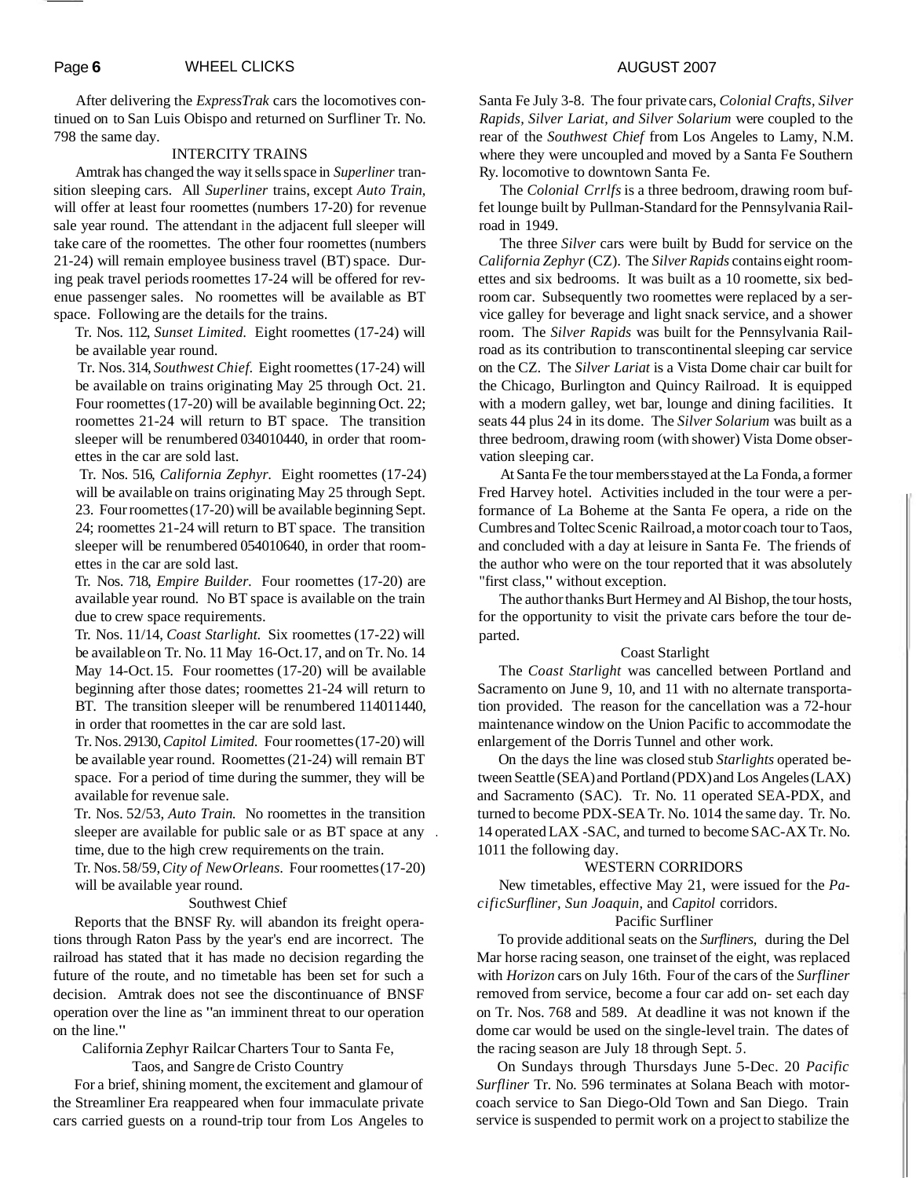After delivering the *ExpressTrak* cars the locomotives continued on to San Luis Obispo and returned on Surfliner Tr. No. 798 the same day.

## INTERCITY TRAINS

Amtrak has changed the way it sells space in *Superliner* transition sleeping cars. All *Superliner* trains, except *Auto Train*, will offer at least four roomettes (numbers 17-20) for revenue sale year round. The attendant in the adjacent full sleeper will take care of the roomettes. The other four roomettes (numbers 21-24) will remain employee business travel (BT) space. During peak travel periods roomettes 17-24 will be offered for revenue passenger sales. No roomettes will be available as BT space. Following are the details for the trains.

Tr. Nos. 112, *Sunset Limited*. Eight roomettes (17-24) will be available year round.

Tr. Nos. 314, *Southwest Chief*. Eight roomettes (17-24) will be available on trains originating May 25 through Oct. 21. Four roomettes (17-20) will be available beginning Oct. 22; roomettes 21-24 will return to BT space. The transition sleeper will be renumbered 034010440, in order that roomettes in the car are sold last.

Tr. Nos. 516, *California Zephyr*. Eight roomettes (17-24) will be available on trains originating May 25 through Sept. 23. Four roomettes (17-20) will be available beginning Sept. 24; roomettes 21-24 will return to BT space. The transition sleeper will be renumbered 054010640, in order that roomettes in the car are sold last.

Tr. Nos. 718, *Empire Builder*. Four roomettes (17-20) are available year round. No BT space is available on the train due to crew space requirements.

Tr. Nos. 11/14, *Coast Starlight*. Six roomettes (17-22) will be available on Tr. No. 11 May 16-Oct. 17, and on Tr. No. 14 May 14-Oct. 15. Four roomettes (17-20) will be available beginning after those dates; roomettes 21-24 will return to BT. The transition sleeper will be renumbered 114011440, in order that roomettes in the car are sold last.

Tr. Nos. 29130, *Capitol Limited*. Four roomettes (17-20) will be available year round. Roomettes (21-24) will remain BT space. For a period of time during the summer, they will be available for revenue sale.

Tr. Nos. 52/53, *Auto Train*. No roomettes in the transition sleeper are available for public sale or as BT space at any time, due to the high crew requirements on the train.

Tr. Nos. 58/59, *City of New Orleans*. Four roomettes (17-20) will be available year round.

### Southwest Chief

Reports that the BNSF Ry. will abandon its freight operations through Raton Pass by the year's end are incorrect. The railroad has stated that it has made no decision regarding the future of the route, and no timetable has been set for such a decision. Amtrak does not see the discontinuance of BNSF operation over the line as "an imminent threat to our operation on the line."

### California Zephyr Railcar Charters Tour to Santa Fe, Taos, and Sangre de Cristo Country

For a brief, shining moment, the excitement and glamour of the Streamliner Era reappeared when four immaculate private cars carried guests on a round-trip tour from Los Angeles to Santa Fe July 3-8. The four private cars, *Colonial Crafts, Silver Rapids, Silver Lariat, and Silver Solarium* were coupled to the rear of the *Southwest Chief* from Los Angeles to Lamy, N.M. where they were uncoupled and moved by a Santa Fe Southern Ry. locomotive to downtown Santa Fe.

The *Colonial Crrlfs* is a three bedroom, drawing room buffet lounge built by Pullman-Standard for the Pennsylvania Railroad in 1949.

The three *Silver* cars were built by Budd for service on the *California Zephyr* (CZ). The *Silver Rapids* contains eight roomettes and six bedrooms. It was built as a 10 roomette, six bedroom car. Subsequently two roomettes were replaced by a service galley for beverage and light snack service, and a shower room. The *Silver Rapids* was built for the Pennsylvania Railroad as its contribution to transcontinental sleeping car service on the CZ. The *Silver Lariat* is a Vista Dome chair car built for the Chicago, Burlington and Quincy Railroad. It is equipped with a modern galley, wet bar, lounge and dining facilities. It seats 44 plus 24 in its dome. The *Silver Solarium* was built as a three bedroom, drawing room (with shower) Vista Dome observation sleeping car.

At Santa Fe the tour members stayed at the La Fonda, a former Fred Harvey hotel. Activities included in the tour were a performance of La Boheme at the Santa Fe opera, a ride on the Cumbres and Toltec Scenic Railroad, a motor coach tour to Taos, and concluded with a day at leisure in Santa Fe. The friends of the author who were on the tour reported that it was absolutely "first class," without exception.

The author thanks Burt Hermey and Al Bishop, the tour hosts, for the opportunity to visit the private cars before the tour departed.

### Coast Starlight

The *Coast Starlight* was cancelled between Portland and Sacramento on June 9, 10, and 11 with no alternate transportation provided. The reason for the cancellation was a 72-hour maintenance window on the Union Pacific to accommodate the enlargement of the Dorris Tunnel and other work.

On the days the line was closed stub *Starlights* operated between Seattle (SEA) and Portland (PDX) and Los Angeles (LAX) and Sacramento (SAC). Tr. No. 11 operated SEA-PDX, and turned to become PDX-SEA Tr. No. 1014 the same day. Tr. No. 14 operated LAX -SAC, and turned to become SAC-AX Tr. No. 1011 the following day.

## WESTERN CORRIDORS

New timetables, effective May 21, were issued for the *PacificSurfliner, Sun Joaquin,* and *Capitol* corridors.

### Pacific Surfliner

To provide additional seats on the *Surfliners,* during the Del Mar horse racing season, one trainset of the eight, was replaced with *Horizon* cars on July 16th. Four of the cars of the *Surfliner* removed from service, become a four car add on- set each day on Tr. Nos. 768 and 589. At deadline it was not known if the dome car would be used on the single-level train. The dates of the racing season are July 18 through Sept. 5.

On Sundays through Thursdays June 5-Dec. 20 *Pacific Surfliner* Tr. No. 596 terminates at Solana Beach with motorcoach service to San Diego-Old Town and San Diego. Train service is suspended to permit work on a project to stabilize the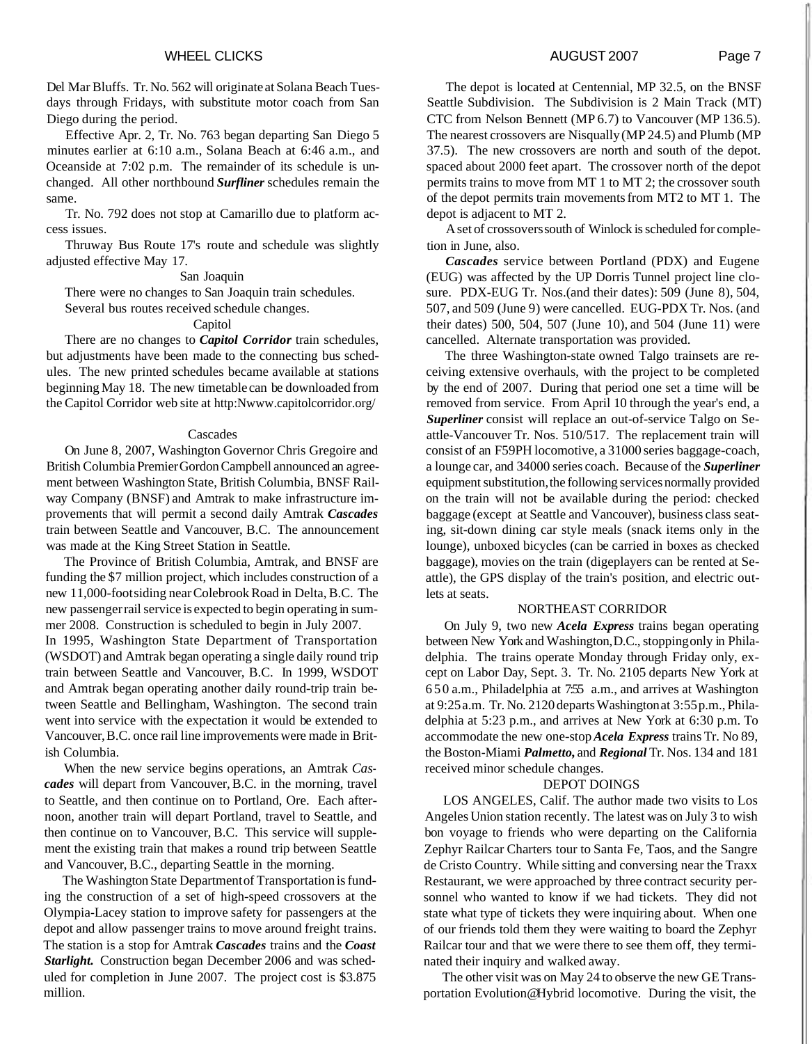Del Mar Bluffs. Tr. No. 562 will originate at Solana Beach Tuesdays through Fridays, with substitute motor coach from San Diego during the period.

Effective Apr. 2, Tr. No. 763 began departing San Diego 5 minutes earlier at 6:10 a.m., Solana Beach at 6:46 a.m., and Oceanside at 7:02 p.m. The remainder of its schedule is unchanged. All other northbound ***Surfliner*** schedules remain the same.

Tr. No. 792 does not stop at Camarillo due to platform access issues.

Thruway Bus Route 17's route and schedule was slightly adjusted effective May 17.

San Joaquin

There were no changes to San Joaquin train schedules.
Several bus routes received schedule changes.

Capitol

There are no changes to ***Capitol Corridor*** train schedules, but adjustments have been made to the connecting bus schedules. The new printed schedules became available at stations beginning May 18. The new timetable can be downloaded from the Capitol Corridor web site at http:Nwww.capitolcorridor.org/

Cascades

On June 8, 2007, Washington Governor Chris Gregoire and British Columbia Premier Gordon Campbell announced an agreement between Washington State, British Columbia, BNSF Railway Company (BNSF) and Amtrak to make infrastructure improvements that will permit a second daily Amtrak ***Cascades*** train between Seattle and Vancouver, B.C. The announcement was made at the King Street Station in Seattle.

The Province of British Columbia, Amtrak, and BNSF are funding the $7 million project, which includes construction of a new 11,000-foot siding near Colebrook Road in Delta, B.C. The new passenger rail service is expected to begin operating in summer 2008. Construction is scheduled to begin in July 2007.

In 1995, Washington State Department of Transportation (WSDOT) and Amtrak began operating a single daily round trip train between Seattle and Vancouver, B.C. In 1999, WSDOT and Amtrak began operating another daily round-trip train between Seattle and Bellingham, Washington. The second train went into service with the expectation it would be extended to Vancouver, B.C. once rail line improvements were made in British Columbia.

When the new service begins operations, an Amtrak *Cas**cades*** will depart from Vancouver, B.C. in the morning, travel to Seattle, and then continue on to Portland, Ore. Each afternoon, another train will depart Portland, travel to Seattle, and then continue on to Vancouver, B.C. This service will supplement the existing train that makes a round trip between Seattle and Vancouver, B.C., departing Seattle in the morning.

The Washington State Department of Transportation is funding the construction of a set of high-speed crossovers at the Olympia-Lacey station to improve safety for passengers at the depot and allow passenger trains to move around freight trains. The station is a stop for Amtrak ***Cascades*** trains and the ***Coast Starlight.*** Construction began December 2006 and was scheduled for completion in June 2007. The project cost is $3.875 million.

The depot is located at Centennial, MP 32.5, on the BNSF Seattle Subdivision. The Subdivision is 2 Main Track (MT) CTC from Nelson Bennett (MP 6.7) to Vancouver (MP 136.5). The nearest crossovers are Nisqually (MP 24.5) and Plumb (MP 37.5). The new crossovers are north and south of the depot. spaced about 2000 feet apart. The crossover north of the depot permits trains to move from MT 1 to MT 2; the crossover south of the depot permits train movements from MT2 to MT 1. The depot is adjacent to MT 2.

A set of crossovers south of Winlock is scheduled for completion in June, also.

***Cascades*** service between Portland (PDX) and Eugene (EUG) was affected by the UP Dorris Tunnel project line closure. PDX-EUG Tr. Nos.(and their dates): 509 (June 8), 504, 507, and 509 (June 9) were cancelled. EUG-PDX Tr. Nos. (and their dates) 500, 504, 507 (June 10), and 504 (June 11) were cancelled. Alternate transportation was provided.

The three Washington-state owned Talgo trainsets are receiving extensive overhauls, with the project to be completed by the end of 2007. During that period one set a time will be removed from service. From April 10 through the year's end, a ***Superliner*** consist will replace an out-of-service Talgo on Seattle-Vancouver Tr. Nos. 510/517. The replacement train will consist of an F59PH locomotive, a 31000 series baggage-coach, a lounge car, and 34000 series coach. Because of the ***Superliner*** equipment substitution, the following services normally provided on the train will not be available during the period: checked baggage (except at Seattle and Vancouver), business class seating, sit-down dining car style meals (snack items only in the lounge), unboxed bicycles (can be carried in boxes as checked baggage), movies on the train (digeplayers can be rented at Seattle), the GPS display of the train's position, and electric outlets at seats.

NORTHEAST CORRIDOR

On July 9, two new ***Acela Express*** trains began operating between New York and Washington, D.C., stopping only in Philadelphia. The trains operate Monday through Friday only, except on Labor Day, Sept. 3. Tr. No. 2105 departs New York at 6 5 0 a.m., Philadelphia at 7:55 a.m., and arrives at Washington at 9:25 a.m. Tr. No. 2120 departs Washington at 3:55 p.m., Philadelphia at 5:23 p.m., and arrives at New York at 6:30 p.m. To accommodate the new one-stop ***Acela Express*** trains Tr. No 89, the Boston-Miami ***Palmetto,*** and ***Regional*** Tr. Nos. 134 and 181 received minor schedule changes.

DEPOT DOINGS

LOS ANGELES, Calif. The author made two visits to Los Angeles Union station recently. The latest was on July 3 to wish bon voyage to friends who were departing on the California Zephyr Railcar Charters tour to Santa Fe, Taos, and the Sangre de Cristo Country. While sitting and conversing near the Traxx Restaurant, we were approached by three contract security personnel who wanted to know if we had tickets. They did not state what type of tickets they were inquiring about. When one of our friends told them they were waiting to board the Zephyr Railcar tour and that we were there to see them off, they terminated their inquiry and walked away.

The other visit was on May 24 to observe the new GE Transportation Evolution@Hybrid locomotive. During the visit, the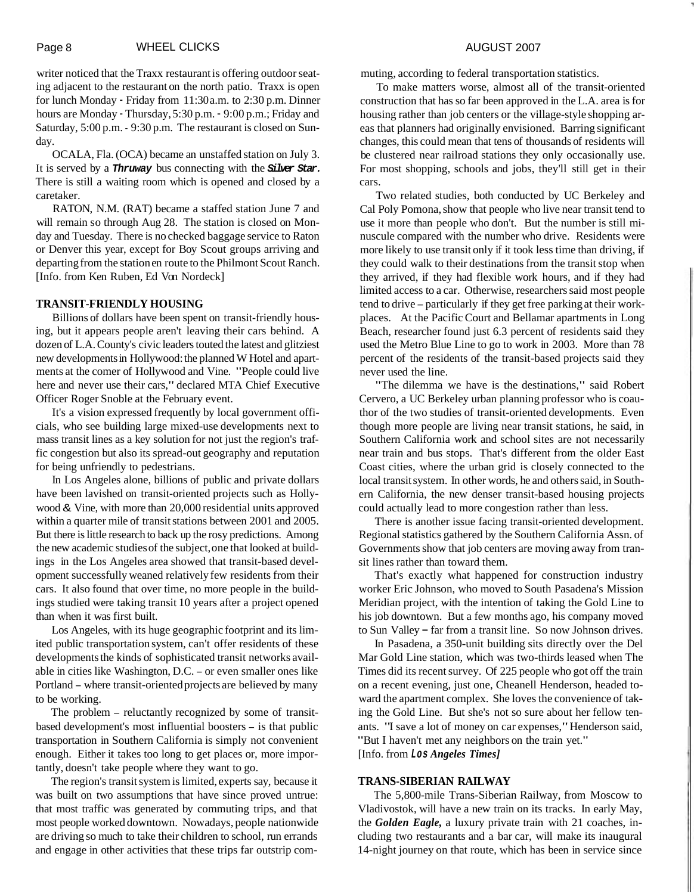writer noticed that the Traxx restaurant is offering outdoor seating adjacent to the restaurant on the north patio. Traxx is open for lunch Monday - Friday from 11:30 a.m. to 2:30 p.m. Dinner hours are Monday - Thursday, 5:30 p.m. - 9:00 p.m.; Friday and Saturday, 5:00 p.m. - 9:30 p.m. The restaurant is closed on Sunday.

OCALA, Fla. (OCA) became an unstaffed station on July 3. It is served by a ***Thruway*** bus connecting with the ***Silver Star.*** There is still a waiting room which is opened and closed by a caretaker.

RATON, N.M. (RAT) became a staffed station June 7 and will remain so through Aug 28. The station is closed on Monday and Tuesday. There is no checked baggage service to Raton or Denver this year, except for Boy Scout groups arriving and departing from the station en route to the Philmont Scout Ranch. [Info. from Ken Ruben, Ed Von Nordeck]

**TRANSIT-FRIENDLY HOUSING**

Billions of dollars have been spent on transit-friendly housing, but it appears people aren't leaving their cars behind. A dozen of L.A. County's civic leaders touted the latest and glitziest new developments in Hollywood: the planned W Hotel and apartments at the comer of Hollywood and Vine. "People could live here and never use their cars," declared MTA Chief Executive Officer Roger Snoble at the February event.

It's a vision expressed frequently by local government officials, who see building large mixed-use developments next to mass transit lines as a key solution for not just the region's traffic congestion but also its spread-out geography and reputation for being unfriendly to pedestrians.

In Los Angeles alone, billions of public and private dollars have been lavished on transit-oriented projects such as Hollywood & Vine, with more than 20,000 residential units approved within a quarter mile of transit stations between 2001 and 2005. But there is little research to back up the rosy predictions. Among the new academic studies of the subject, one that looked at buildings in the Los Angeles area showed that transit-based development successfully weaned relatively few residents from their cars. It also found that over time, no more people in the buildings studied were taking transit 10 years after a project opened than when it was first built.

Los Angeles, with its huge geographic footprint and its limited public transportation system, can't offer residents of these developments the kinds of sophisticated transit networks available in cities like Washington, D.C. – or even smaller ones like Portland – where transit-oriented projects are believed by many to be working.

The problem – reluctantly recognized by some of transit-based development's most influential boosters – is that public transportation in Southern California is simply not convenient enough. Either it takes too long to get places or, more importantly, doesn't take people where they want to go.

The region's transit system is limited, experts say, because it was built on two assumptions that have since proved untrue: that most traffic was generated by commuting trips, and that most people worked downtown. Nowadays, people nationwide are driving so much to take their children to school, run errands and engage in other activities that these trips far outstrip commuting, according to federal transportation statistics.

To make matters worse, almost all of the transit-oriented construction that has so far been approved in the L.A. area is for housing rather than job centers or the village-style shopping areas that planners had originally envisioned. Barring significant changes, this could mean that tens of thousands of residents will be clustered near railroad stations they only occasionally use. For most shopping, schools and jobs, they'll still get in their cars.

Two related studies, both conducted by UC Berkeley and Cal Poly Pomona, show that people who live near transit tend to use it more than people who don't. But the number is still minuscule compared with the number who drive. Residents were more likely to use transit only if it took less time than driving, if they could walk to their destinations from the transit stop when they arrived, if they had flexible work hours, and if they had limited access to a car. Otherwise, researchers said most people tend to drive – particularly if they get free parking at their workplaces. At the Pacific Court and Bellamar apartments in Long Beach, researcher found just 6.3 percent of residents said they used the Metro Blue Line to go to work in 2003. More than 78 percent of the residents of the transit-based projects said they never used the line.

"The dilemma we have is the destinations," said Robert Cervero, a UC Berkeley urban planning professor who is coauthor of the two studies of transit-oriented developments. Even though more people are living near transit stations, he said, in Southern California work and school sites are not necessarily near train and bus stops. That's different from the older East Coast cities, where the urban grid is closely connected to the local transit system. In other words, he and others said, in Southern California, the new denser transit-based housing projects could actually lead to more congestion rather than less.

There is another issue facing transit-oriented development. Regional statistics gathered by the Southern California Assn. of Governments show that job centers are moving away from transit lines rather than toward them.

That's exactly what happened for construction industry worker Eric Johnson, who moved to South Pasadena's Mission Meridian project, with the intention of taking the Gold Line to his job downtown. But a few months ago, his company moved to Sun Valley – far from a transit line. So now Johnson drives.

In Pasadena, a 350-unit building sits directly over the Del Mar Gold Line station, which was two-thirds leased when The Times did its recent survey. Of 225 people who got off the train on a recent evening, just one, Cheanell Henderson, headed toward the apartment complex. She loves the convenience of taking the Gold Line. But she's not so sure about her fellow tenants. "I save a lot of money on car expenses," Henderson said, "But I haven't met any neighbors on the train yet."
[Info. from *Los Angeles Times]*

**TRANS-SIBERIAN RAILWAY**

The 5,800-mile Trans-Siberian Railway, from Moscow to Vladivostok, will have a new train on its tracks. In early May, the ***Golden Eagle,*** a luxury private train with 21 coaches, including two restaurants and a bar car, will make its inaugural 14-night journey on that route, which has been in service since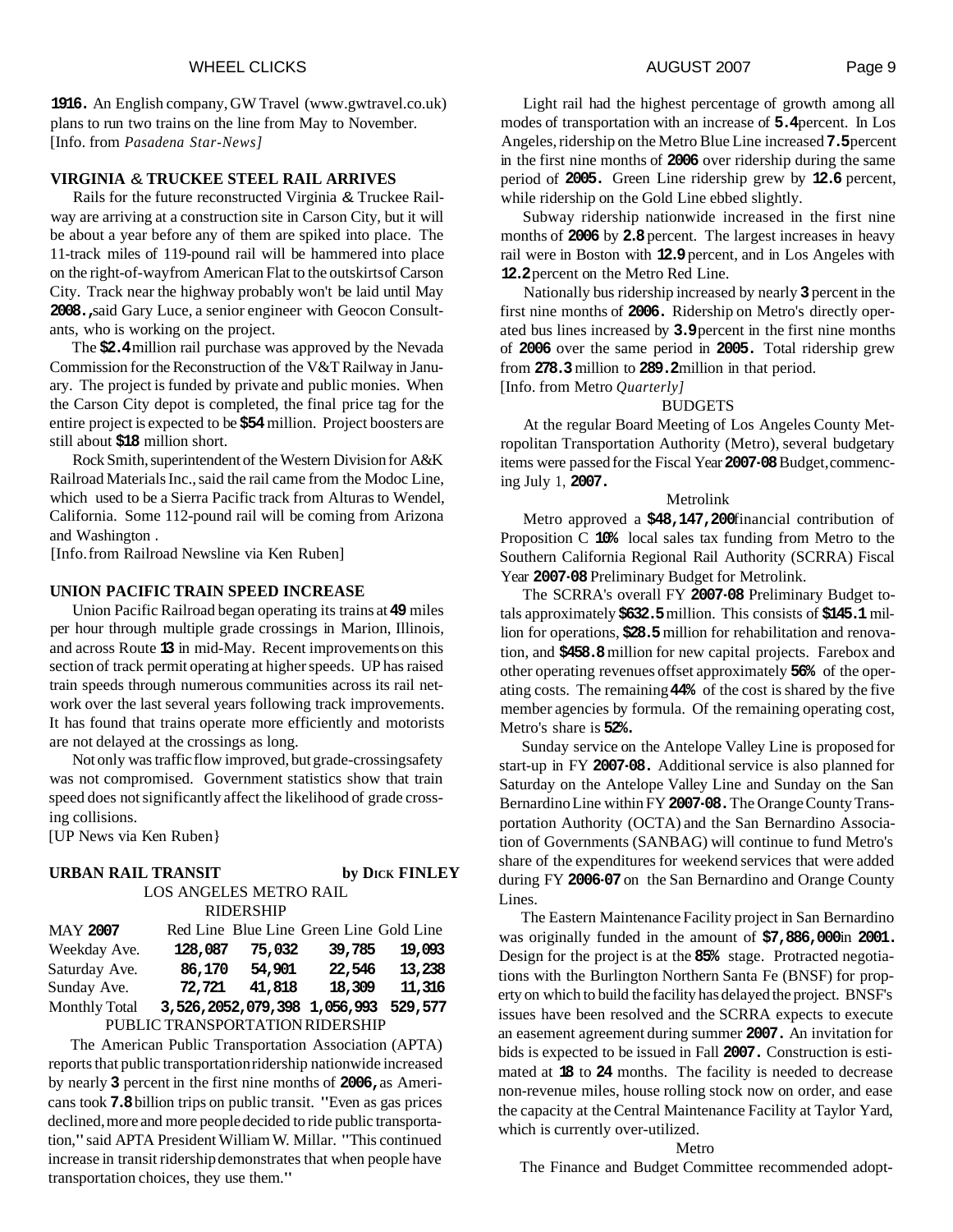1916. An English company, GW Travel (www.gwtravel.co.uk) plans to run two trains on the line from May to November. [Info. from *Pasadena Star-News]*

## VIRGINIA & TRUCKEE STEEL RAIL ARRIVES

Rails for the future reconstructed Virginia & Truckee Railway are arriving at a construction site in Carson City, but it will be about a year before any of them are spiked into place. The 11-track miles of 119-pound rail will be hammered into place on the right-of-way from American Flat to the outskirts of Carson City. Track near the highway probably won't be laid until May **2008.**, said Gary Luce, a senior engineer with Geocon Consultants, who is working on the project.

The **$2.4** million rail purchase was approved by the Nevada Commission for the Reconstruction of the V&T Railway in January. The project is funded by private and public monies. When the Carson City depot is completed, the final price tag for the entire project is expected to be **$54** million. Project boosters are still about **$18** million short.

Rock Smith, superintendent of the Western Division for A&K Railroad Materials Inc., said the rail came from the Modoc Line, which used to be a Sierra Pacific track from Alturas to Wendel, California. Some 112-pound rail will be coming from Arizona and Washington .

[Info. from Railroad Newsline via Ken Ruben]

## UNION PACIFIC TRAIN SPEED INCREASE

Union Pacific Railroad began operating its trains at **49** miles per hour through multiple grade crossings in Marion, Illinois, and across Route **13** in mid-May. Recent improvements on this section of track permit operating at higher speeds. UP has raised train speeds through numerous communities across its rail network over the last several years following track improvements. It has found that trains operate more efficiently and motorists are not delayed at the crossings as long.

Not only was traffic flow improved, but grade-crossing safety was not compromised. Government statistics show that train speed does not significantly affect the likelihood of grade crossing collisions.

[UP News via Ken Ruben}

## URBAN RAIL TRANSIT — by DICK FINLEY

LOS ANGELES METRO RAIL RIDERSHIP

| MAY **2007** | Red Line | Blue Line | Green Line | Gold Line |
|---|---|---|---|---|
| Weekday Ave. | 128,087 | 75,032 | 39,785 | 19,093 |
| Saturday Ave. | 86,170 | 54,901 | 22,546 | 13,238 |
| Sunday Ave. | 72,721 | 41,818 | 18,309 | 11,316 |
| Monthly Total | 3,526,205 | 2,079,398 | 1,056,993 | 529,577 |

PUBLIC TRANSPORTATION RIDERSHIP

The American Public Transportation Association (APTA) reports that public transportation ridership nationwide increased by nearly **3** percent in the first nine months of **2006,** as Americans took **7.8** billion trips on public transit. "Even as gas prices declined, more and more people decided to ride public transportation," said APTA President William W. Millar. "This continued increase in transit ridership demonstrates that when people have transportation choices, they use them."

Light rail had the highest percentage of growth among all modes of transportation with an increase of **5.4** percent. In Los Angeles, ridership on the Metro Blue Line increased **7.5** percent in the first nine months of **2006** over ridership during the same period of **2005.** Green Line ridership grew by **12.6** percent, while ridership on the Gold Line ebbed slightly.

Subway ridership nationwide increased in the first nine months of **2006** by **2.8** percent. The largest increases in heavy rail were in Boston with **12.9** percent, and in Los Angeles with **12.2** percent on the Metro Red Line.

Nationally bus ridership increased by nearly **3** percent in the first nine months of **2006.** Ridership on Metro's directly operated bus lines increased by **3.9** percent in the first nine months of **2006** over the same period in **2005.** Total ridership grew from **278.3** million to **289.2** million in that period.

[Info. from Metro *Quarterly]*

BUDGETS

At the regular Board Meeting of Los Angeles County Metropolitan Transportation Authority (Metro), several budgetary items were passed for the Fiscal Year **2007-08** Budget, commencing July 1, **2007.**

Metrolink

Metro approved a **$48,147,200** financial contribution of Proposition C **10%** local sales tax funding from Metro to the Southern California Regional Rail Authority (SCRRA) Fiscal Year **2007-08** Preliminary Budget for Metrolink.

The SCRRA's overall FY **2007-08** Preliminary Budget totals approximately **$632.5** million. This consists of **$145.1** million for operations, **$28.5** million for rehabilitation and renovation, and **$458.8** million for new capital projects. Farebox and other operating revenues offset approximately **56%** of the operating costs. The remaining **44%** of the cost is shared by the five member agencies by formula. Of the remaining operating cost, Metro's share is **52%.**

Sunday service on the Antelope Valley Line is proposed for start-up in FY **2007-08.** Additional service is also planned for Saturday on the Antelope Valley Line and Sunday on the San Bernardino Line within FY **2007-08.** The Orange County Transportation Authority (OCTA) and the San Bernardino Association of Governments (SANBAG) will continue to fund Metro's share of the expenditures for weekend services that were added during FY **2006-07** on the San Bernardino and Orange County Lines.

The Eastern Maintenance Facility project in San Bernardino was originally funded in the amount of **$7,886,000** in **2001.** Design for the project is at the **85%** stage. Protracted negotiations with the Burlington Northern Santa Fe (BNSF) for property on which to build the facility has delayed the project. BNSF's issues have been resolved and the SCRRA expects to execute an easement agreement during summer **2007.** An invitation for bids is expected to be issued in Fall **2007.** Construction is estimated at **18** to **24** months. The facility is needed to decrease non-revenue miles, house rolling stock now on order, and ease the capacity at the Central Maintenance Facility at Taylor Yard, which is currently over-utilized.

Metro

The Finance and Budget Committee recommended adopt-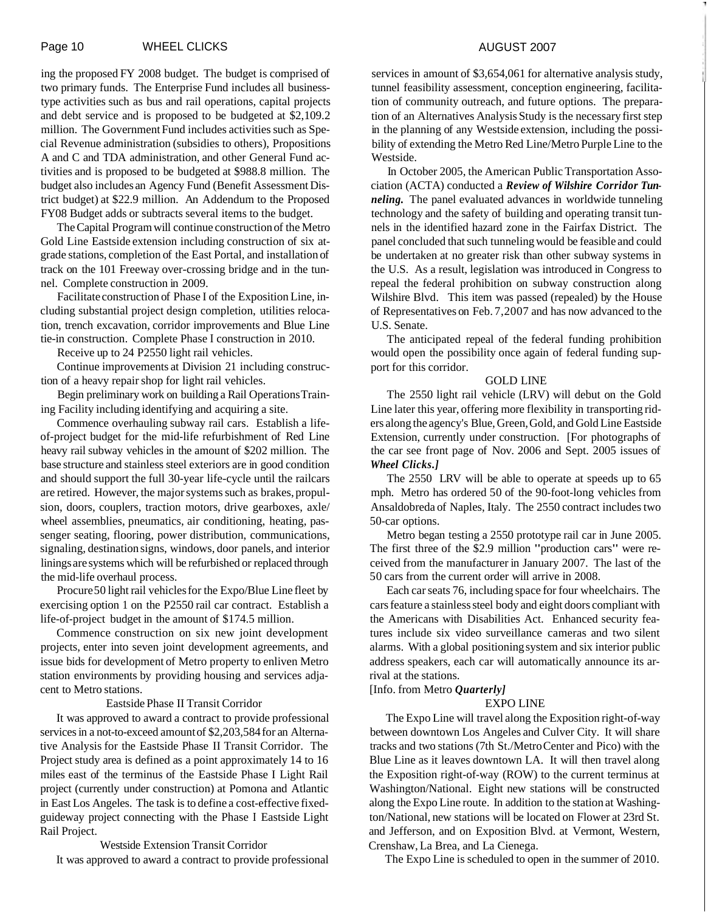ing the proposed FY 2008 budget. The budget is comprised of two primary funds. The Enterprise Fund includes all business-type activities such as bus and rail operations, capital projects and debt service and is proposed to be budgeted at $2,109.2 million. The Government Fund includes activities such as Special Revenue administration (subsidies to others), Propositions A and C and TDA administration, and other General Fund activities and is proposed to be budgeted at $988.8 million. The budget also includes an Agency Fund (Benefit Assessment District budget) at $22.9 million. An Addendum to the Proposed FY08 Budget adds or subtracts several items to the budget.

The Capital Program will continue construction of the Metro Gold Line Eastside extension including construction of six at-grade stations, completion of the East Portal, and installation of track on the 101 Freeway over-crossing bridge and in the tunnel. Complete construction in 2009.

Facilitate construction of Phase I of the Exposition Line, including substantial project design completion, utilities relocation, trench excavation, corridor improvements and Blue Line tie-in construction. Complete Phase I construction in 2010.

Receive up to 24 P2550 light rail vehicles.

Continue improvements at Division 21 including construction of a heavy repair shop for light rail vehicles.

Begin preliminary work on building a Rail Operations Training Facility including identifying and acquiring a site.

Commence overhauling subway rail cars. Establish a life-of-project budget for the mid-life refurbishment of Red Line heavy rail subway vehicles in the amount of $202 million. The base structure and stainless steel exteriors are in good condition and should support the full 30-year life-cycle until the railcars are retired. However, the major systems such as brakes, propulsion, doors, couplers, traction motors, drive gearboxes, axle/wheel assemblies, pneumatics, air conditioning, heating, passenger seating, flooring, power distribution, communications, signaling, destination signs, windows, door panels, and interior linings are systems which will be refurbished or replaced through the mid-life overhaul process.

Procure 50 light rail vehicles for the Expo/Blue Line fleet by exercising option 1 on the P2550 rail car contract. Establish a life-of-project budget in the amount of $174.5 million.

Commence construction on six new joint development projects, enter into seven joint development agreements, and issue bids for development of Metro property to enliven Metro station environments by providing housing and services adjacent to Metro stations.

### Eastside Phase II Transit Corridor

It was approved to award a contract to provide professional services in a not-to-exceed amount of $2,203,584 for an Alternative Analysis for the Eastside Phase II Transit Corridor. The Project study area is defined as a point approximately 14 to 16 miles east of the terminus of the Eastside Phase I Light Rail project (currently under construction) at Pomona and Atlantic in East Los Angeles. The task is to define a cost-effective fixed-guideway project connecting with the Phase I Eastside Light Rail Project.

### Westside Extension Transit Corridor

It was approved to award a contract to provide professional services in amount of $3,654,061 for alternative analysis study, tunnel feasibility assessment, conception engineering, facilitation of community outreach, and future options. The preparation of an Alternatives Analysis Study is the necessary first step in the planning of any Westside extension, including the possibility of extending the Metro Red Line/Metro Purple Line to the Westside.

In October 2005, the American Public Transportation Association (ACTA) conducted a ***Review of Wilshire Corridor Tunneling.*** The panel evaluated advances in worldwide tunneling technology and the safety of building and operating transit tunnels in the identified hazard zone in the Fairfax District. The panel concluded that such tunneling would be feasible and could be undertaken at no greater risk than other subway systems in the U.S. As a result, legislation was introduced in Congress to repeal the federal prohibition on subway construction along Wilshire Blvd. This item was passed (repealed) by the House of Representatives on Feb. 7, 2007 and has now advanced to the U.S. Senate.

The anticipated repeal of the federal funding prohibition would open the possibility once again of federal funding support for this corridor.

### GOLD LINE

The 2550 light rail vehicle (LRV) will debut on the Gold Line later this year, offering more flexibility in transporting riders along the agency's Blue, Green, Gold, and Gold Line Eastside Extension, currently under construction. [For photographs of the car see front page of Nov. 2006 and Sept. 2005 issues of ***Wheel Clicks.]***

The 2550 LRV will be able to operate at speeds up to 65 mph. Metro has ordered 50 of the 90-foot-long vehicles from Ansaldobreda of Naples, Italy. The 2550 contract includes two 50-car options.

Metro began testing a 2550 prototype rail car in June 2005. The first three of the $2.9 million "production cars" were received from the manufacturer in January 2007. The last of the 50 cars from the current order will arrive in 2008.

Each car seats 76, including space for four wheelchairs. The cars feature a stainless steel body and eight doors compliant with the Americans with Disabilities Act. Enhanced security features include six video surveillance cameras and two silent alarms. With a global positioning system and six interior public address speakers, each car will automatically announce its arrival at the stations.

[Info. from Metro ***Quarterly]***

### EXPO LINE

The Expo Line will travel along the Exposition right-of-way between downtown Los Angeles and Culver City. It will share tracks and two stations (7th St./Metro Center and Pico) with the Blue Line as it leaves downtown LA. It will then travel along the Exposition right-of-way (ROW) to the current terminus at Washington/National. Eight new stations will be constructed along the Expo Line route. In addition to the station at Washington/National, new stations will be located on Flower at 23rd St. and Jefferson, and on Exposition Blvd. at Vermont, Western, Crenshaw, La Brea, and La Cienega.

The Expo Line is scheduled to open in the summer of 2010.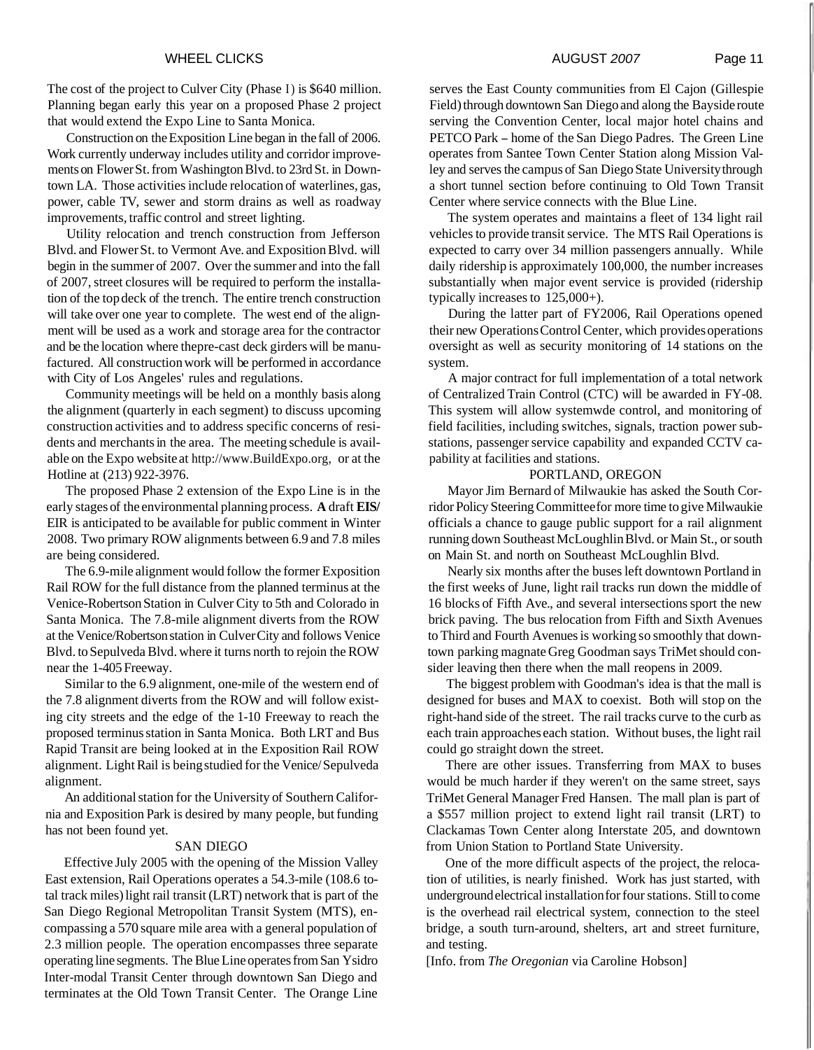The cost of the project to Culver City (Phase I) is $640 million. Planning began early this year on a proposed Phase 2 project that would extend the Expo Line to Santa Monica.

Construction on the Exposition Line began in the fall of 2006. Work currently underway includes utility and corridor improvements on Flower St. from Washington Blvd. to 23rd St. in Downtown LA. Those activities include relocation of waterlines, gas, power, cable TV, sewer and storm drains as well as roadway improvements, traffic control and street lighting.

Utility relocation and trench construction from Jefferson Blvd. and Flower St. to Vermont Ave. and Exposition Blvd. will begin in the summer of 2007. Over the summer and into the fall of 2007, street closures will be required to perform the installation of the top deck of the trench. The entire trench construction will take over one year to complete. The west end of the alignment will be used as a work and storage area for the contractor and be the location where thepre-cast deck girders will be manufactured. All construction work will be performed in accordance with City of Los Angeles' rules and regulations.

Community meetings will be held on a monthly basis along the alignment (quarterly in each segment) to discuss upcoming construction activities and to address specific concerns of residents and merchants in the area. The meeting schedule is available on the Expo website at http://www.BuildExpo.org, or at the Hotline at (213) 922-3976.

The proposed Phase 2 extension of the Expo Line is in the early stages of the environmental planning process. **A** draft **EIS/** EIR is anticipated to be available for public comment in Winter 2008. Two primary ROW alignments between 6.9 and 7.8 miles are being considered.

The 6.9-mile alignment would follow the former Exposition Rail ROW for the full distance from the planned terminus at the Venice-Robertson Station in Culver City to 5th and Colorado in Santa Monica. The 7.8-mile alignment diverts from the ROW at the Venice/Robertson station in Culver City and follows Venice Blvd. to Sepulveda Blvd. where it turns north to rejoin the ROW near the 1-405 Freeway.

Similar to the 6.9 alignment, one-mile of the western end of the 7.8 alignment diverts from the ROW and will follow existing city streets and the edge of the 1-10 Freeway to reach the proposed terminus station in Santa Monica. Both LRT and Bus Rapid Transit are being looked at in the Exposition Rail ROW alignment. Light Rail is being studied for the Venice/ Sepulveda alignment.

An additional station for the University of Southern California and Exposition Park is desired by many people, but funding has not been found yet.

## SAN DIEGO

Effective July 2005 with the opening of the Mission Valley East extension, Rail Operations operates a 54.3-mile (108.6 total track miles) light rail transit (LRT) network that is part of the San Diego Regional Metropolitan Transit System (MTS), encompassing a 570 square mile area with a general population of 2.3 million people. The operation encompasses three separate operating line segments. The Blue Line operates from San Ysidro Inter-modal Transit Center through downtown San Diego and terminates at the Old Town Transit Center. The Orange Line serves the East County communities from El Cajon (Gillespie Field) through downtown San Diego and along the Bayside route serving the Convention Center, local major hotel chains and PETCO Park – home of the San Diego Padres. The Green Line operates from Santee Town Center Station along Mission Valley and serves the campus of San Diego State University through a short tunnel section before continuing to Old Town Transit Center where service connects with the Blue Line.

The system operates and maintains a fleet of 134 light rail vehicles to provide transit service. The MTS Rail Operations is expected to carry over 34 million passengers annually. While daily ridership is approximately 100,000, the number increases substantially when major event service is provided (ridership typically increases to 125,000+).

During the latter part of FY2006, Rail Operations opened their new Operations Control Center, which provides operations oversight as well as security monitoring of 14 stations on the system.

A major contract for full implementation of a total network of Centralized Train Control (CTC) will be awarded in FY-08. This system will allow systemwde control, and monitoring of field facilities, including switches, signals, traction power substations, passenger service capability and expanded CCTV capability at facilities and stations.

## PORTLAND, OREGON

Mayor Jim Bernard of Milwaukie has asked the South Corridor Policy Steering Committee for more time to give Milwaukie officials a chance to gauge public support for a rail alignment running down Southeast McLoughlin Blvd. or Main St., or south on Main St. and north on Southeast McLoughlin Blvd.

Nearly six months after the buses left downtown Portland in the first weeks of June, light rail tracks run down the middle of 16 blocks of Fifth Ave., and several intersections sport the new brick paving. The bus relocation from Fifth and Sixth Avenues to Third and Fourth Avenues is working so smoothly that downtown parking magnate Greg Goodman says TriMet should consider leaving then there when the mall reopens in 2009.

The biggest problem with Goodman's idea is that the mall is designed for buses and MAX to coexist. Both will stop on the right-hand side of the street. The rail tracks curve to the curb as each train approaches each station. Without buses, the light rail could go straight down the street.

There are other issues. Transferring from MAX to buses would be much harder if they weren't on the same street, says TriMet General Manager Fred Hansen. The mall plan is part of a $557 million project to extend light rail transit (LRT) to Clackamas Town Center along Interstate 205, and downtown from Union Station to Portland State University.

One of the more difficult aspects of the project, the relocation of utilities, is nearly finished. Work has just started, with underground electrical installation for four stations. Still to come is the overhead rail electrical system, connection to the steel bridge, a south turn-around, shelters, art and street furniture, and testing.

[Info. from *The Oregonian* via Caroline Hobson]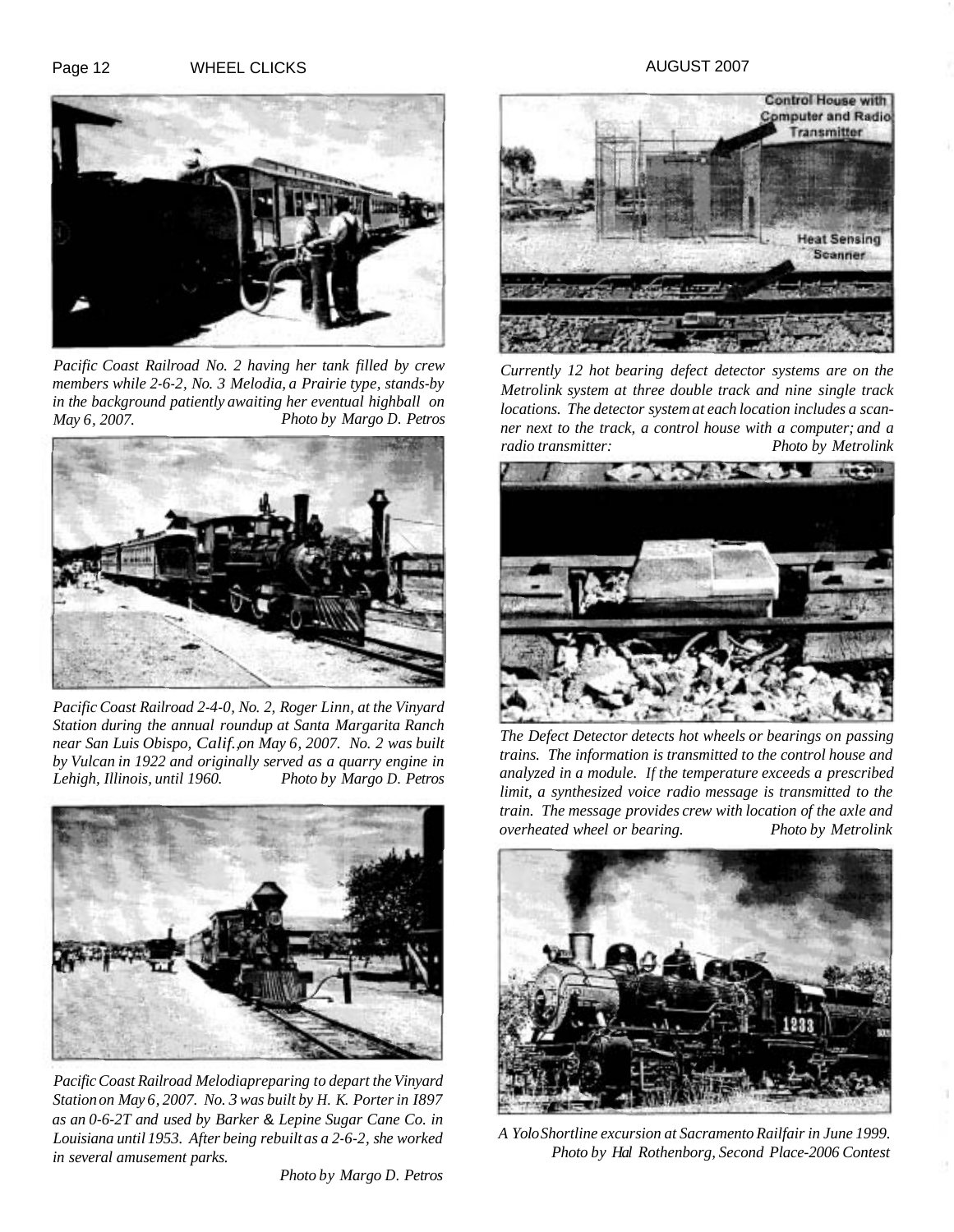*Pacific Coast Railroad No. 2 having her tank filled by crew members while 2-6-2, No. 3 Melodia, a Prairie type, stands-by in the background patiently awaiting her eventual highball on May 6, 2007. Photo by Margo D. Petros*

*Pacific Coast Railroad 2-4-0, No. 2, Roger Linn, at the Vinyard Station during the annual roundup at Santa Margarita Ranch near San Luis Obispo, Calif., on May 6, 2007. No. 2 was built by Vulcan in 1922 and originally served as a quarry engine in Lehigh, Illinois, until 1960. Photo by Margo D. Petros*

*Pacific Coast Railroad Melodia preparing to depart the Vinyard Station on May 6, 2007. No. 3 was built by H. K. Porter in 1897 as an 0-6-2T and used by Barker & Lepine Sugar Cane Co. in Louisiana until 1953. After being rebuilt as a 2-6-2, she worked in several amusement parks.*

*Photo by Margo D. Petros*

Control House with Computer and Radio Transmitter

Heat Sensing Scanner

*Currently 12 hot bearing defect detector systems are on the Metrolink system at three double track and nine single track locations. The detector system at each location includes a scanner next to the track, a control house with a computer; and a radio transmitter: Photo by Metrolink*

*The Defect Detector detects hot wheels or bearings on passing trains. The information is transmitted to the control house and analyzed in a module. If the temperature exceeds a prescribed limit, a synthesized voice radio message is transmitted to the train. The message provides crew with location of the axle and overheated wheel or bearing. Photo by Metrolink*

*A Yolo Shortline excursion at Sacramento Railfair in June 1999. Photo by Hal Rothenborg, Second Place-2006 Contest*